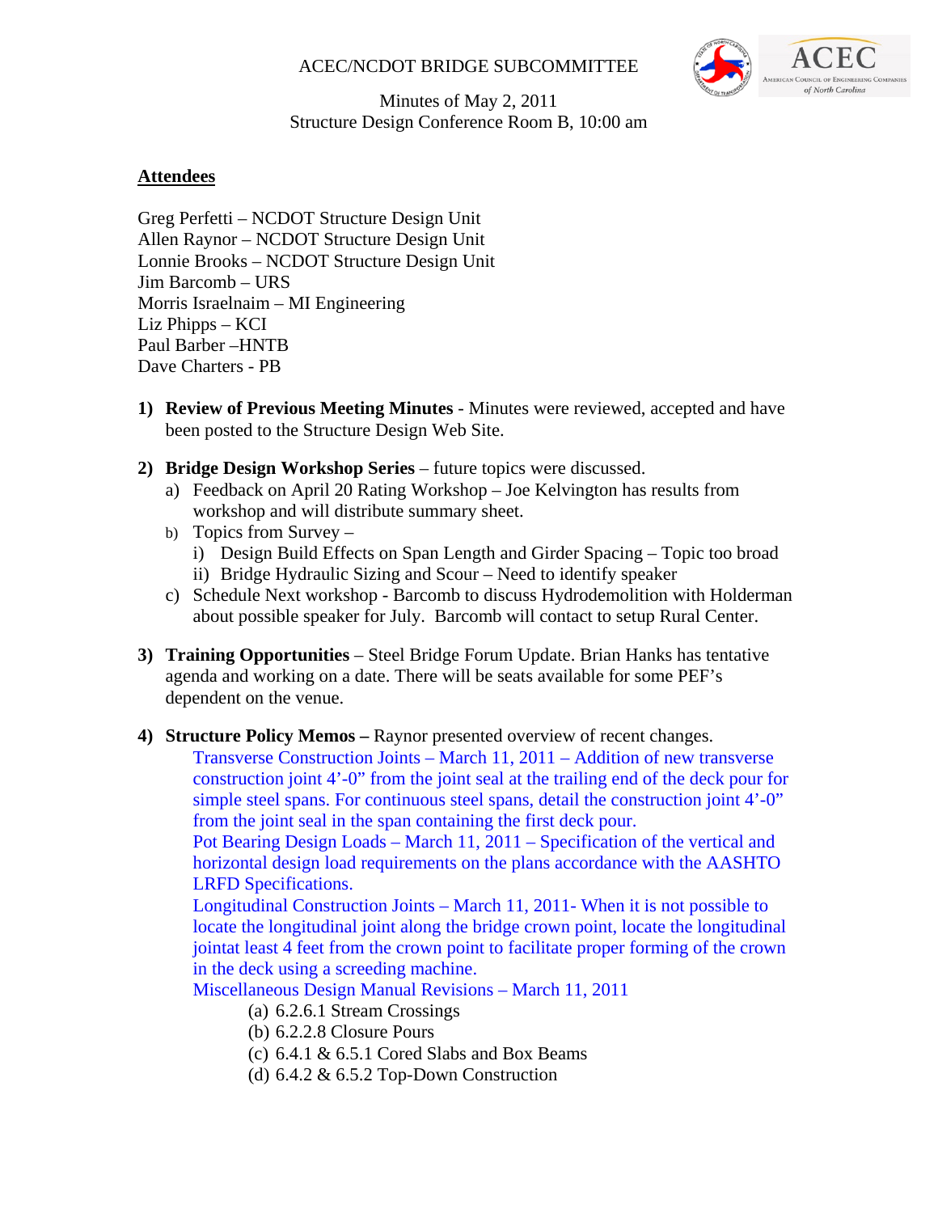ACEC/NCDOT BRIDGE SUBCOMMITTEE

Minutes of May 2, 2011
Structure Design Conference Room B, 10:00 am

## Attendees

Greg Perfetti – NCDOT Structure Design Unit
Allen Raynor – NCDOT Structure Design Unit
Lonnie Brooks – NCDOT Structure Design Unit
Jim Barcomb – URS
Morris Israelnaim – MI Engineering
Liz Phipps – KCI
Paul Barber –HNTB
Dave Charters - PB

1) **Review of Previous Meeting Minutes** - Minutes were reviewed, accepted and have been posted to the Structure Design Web Site.

2) **Bridge Design Workshop Series** – future topics were discussed.
   a) Feedback on April 20 Rating Workshop – Joe Kelvington has results from workshop and will distribute summary sheet.
   b) Topics from Survey –
      i) Design Build Effects on Span Length and Girder Spacing – Topic too broad
      ii) Bridge Hydraulic Sizing and Scour – Need to identify speaker
   c) Schedule Next workshop - Barcomb to discuss Hydrodemolition with Holderman about possible speaker for July. Barcomb will contact to setup Rural Center.

3) **Training Opportunities** – Steel Bridge Forum Update. Brian Hanks has tentative agenda and working on a date. There will be seats available for some PEF's dependent on the venue.

4) **Structure Policy Memos –** Raynor presented overview of recent changes.
   Transverse Construction Joints – March 11, 2011 – Addition of new transverse construction joint 4'-0" from the joint seal at the trailing end of the deck pour for simple steel spans. For continuous steel spans, detail the construction joint 4'-0" from the joint seal in the span containing the first deck pour.
   Pot Bearing Design Loads – March 11, 2011 – Specification of the vertical and horizontal design load requirements on the plans accordance with the AASHTO LRFD Specifications.
   Longitudinal Construction Joints – March 11, 2011- When it is not possible to locate the longitudinal joint along the bridge crown point, locate the longitudinal jointat least 4 feet from the crown point to facilitate proper forming of the crown in the deck using a screeding machine.
   Miscellaneous Design Manual Revisions – March 11, 2011
      (a) 6.2.6.1 Stream Crossings
      (b) 6.2.2.8 Closure Pours
      (c) 6.4.1 & 6.5.1 Cored Slabs and Box Beams
      (d) 6.4.2 & 6.5.2 Top-Down Construction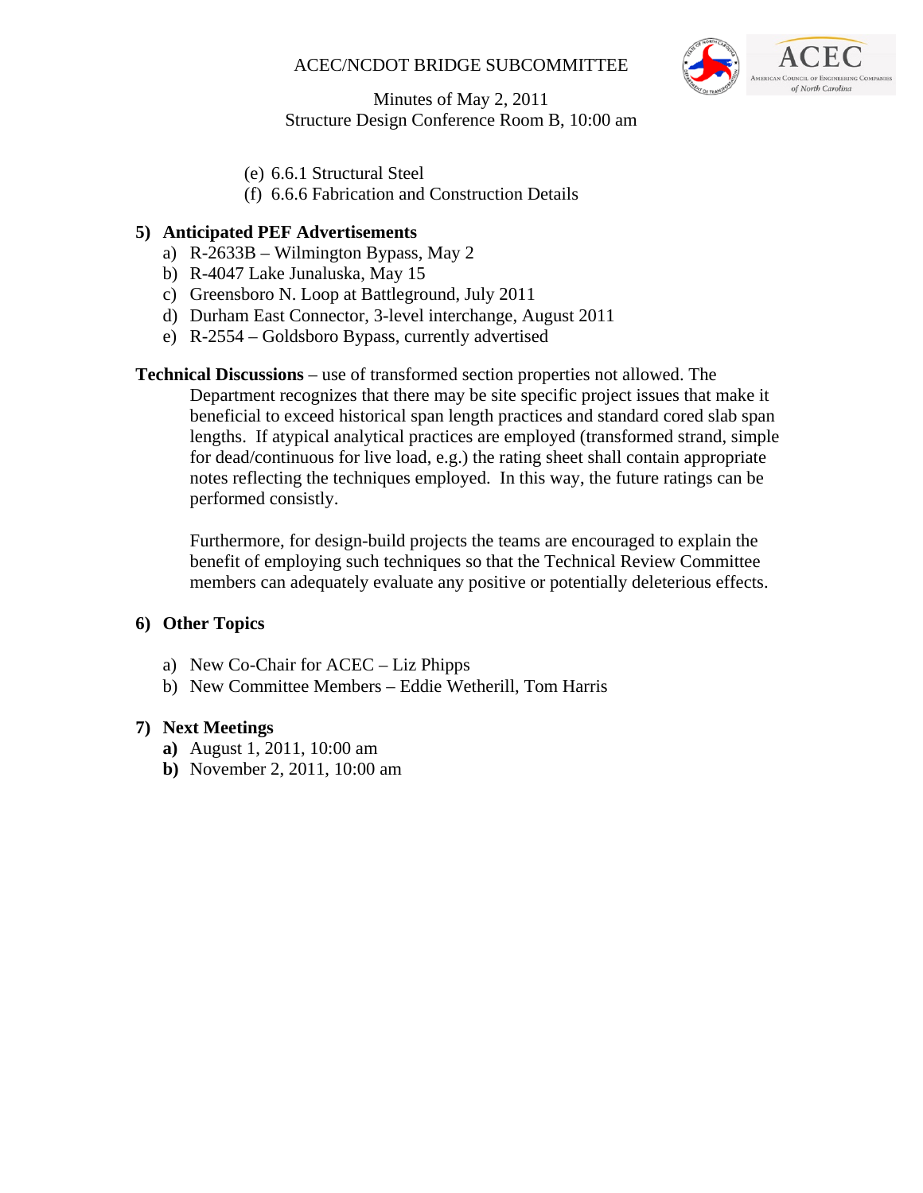(e) 6.6.1 Structural Steel
(f) 6.6.6 Fabrication and Construction Details

**5) Anticipated PEF Advertisements**

a) R-2633B – Wilmington Bypass, May 2
b) R-4047 Lake Junaluska, May 15
c) Greensboro N. Loop at Battleground, July 2011
d) Durham East Connector, 3-level interchange, August 2011
e) R-2554 – Goldsboro Bypass, currently advertised

**Technical Discussions** – use of transformed section properties not allowed. The Department recognizes that there may be site specific project issues that make it beneficial to exceed historical span length practices and standard cored slab span lengths. If atypical analytical practices are employed (transformed strand, simple for dead/continuous for live load, e.g.) the rating sheet shall contain appropriate notes reflecting the techniques employed. In this way, the future ratings can be performed consistly.

Furthermore, for design-build projects the teams are encouraged to explain the benefit of employing such techniques so that the Technical Review Committee members can adequately evaluate any positive or potentially deleterious effects.

**6) Other Topics**

a) New Co-Chair for ACEC – Liz Phipps
b) New Committee Members – Eddie Wetherill, Tom Harris

**7) Next Meetings**

**a)** August 1, 2011, 10:00 am
**b)** November 2, 2011, 10:00 am